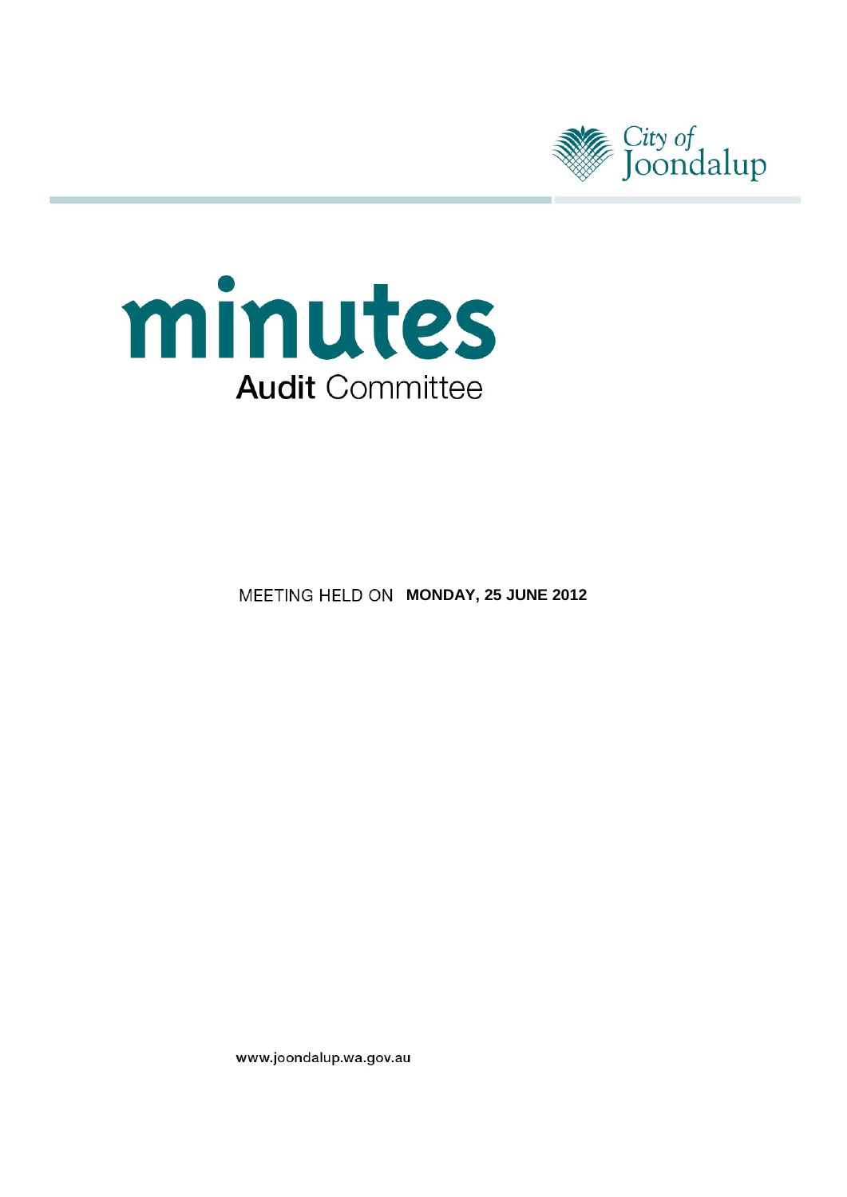City of Joondalup

# minutes

## Audit Committee

MEETING HELD ON **MONDAY, 25 JUNE 2012**

www.joondalup.wa.gov.au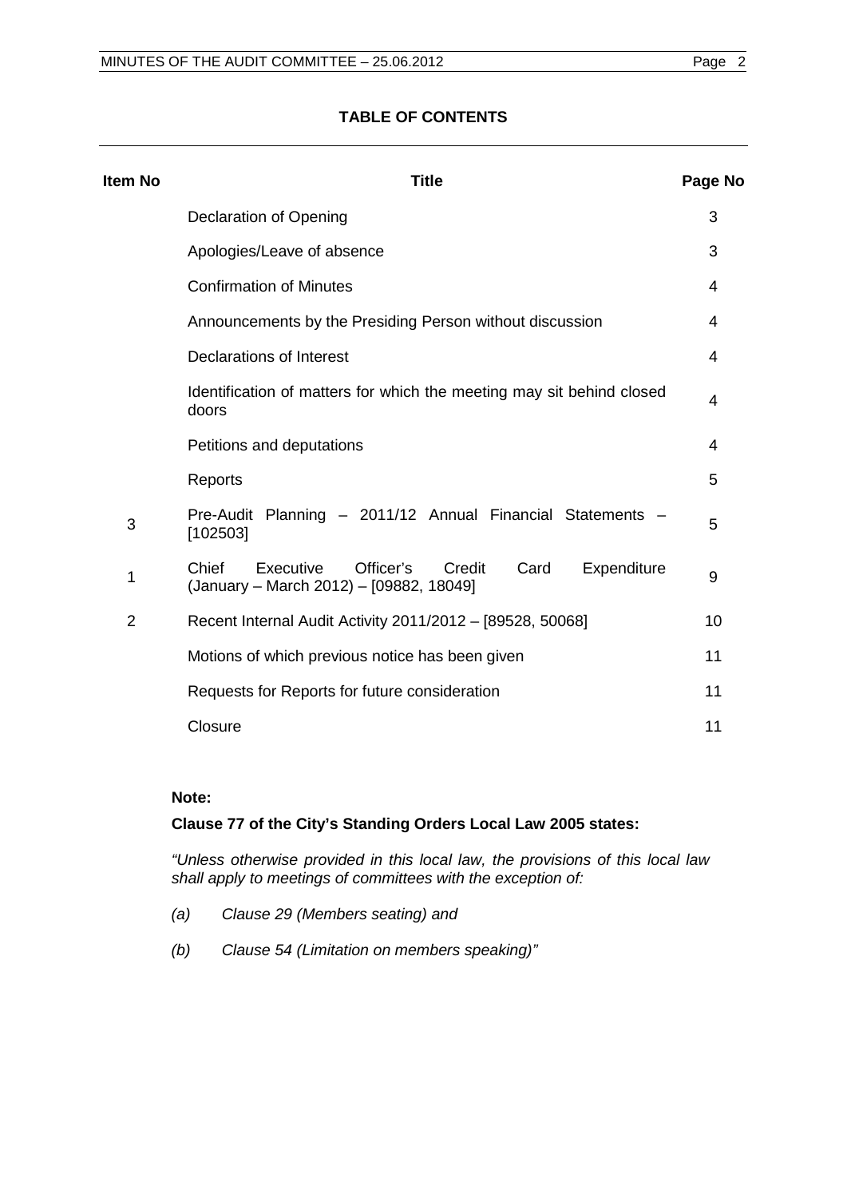## TABLE OF CONTENTS

| Item No | Title | Page No |
|---|---|---|
| | Declaration of Opening | 3 |
| | Apologies/Leave of absence | 3 |
| | Confirmation of Minutes | 4 |
| | Announcements by the Presiding Person without discussion | 4 |
| | Declarations of Interest | 4 |
| | Identification of matters for which the meeting may sit behind closed doors | 4 |
| | Petitions and deputations | 4 |
| | Reports | 5 |
| 3 | Pre-Audit Planning – 2011/12 Annual Financial Statements – [102503] | 5 |
| 1 | Chief Executive Officer's Credit Card Expenditure (January – March 2012) – [09882, 18049] | 9 |
| 2 | Recent Internal Audit Activity 2011/2012 – [89528, 50068] | 10 |
| | Motions of which previous notice has been given | 11 |
| | Requests for Reports for future consideration | 11 |
| | Closure | 11 |

**Note:**

**Clause 77 of the City's Standing Orders Local Law 2005 states:**

*"Unless otherwise provided in this local law, the provisions of this local law shall apply to meetings of committees with the exception of:*

*(a) Clause 29 (Members seating) and*

*(b) Clause 54 (Limitation on members speaking)"*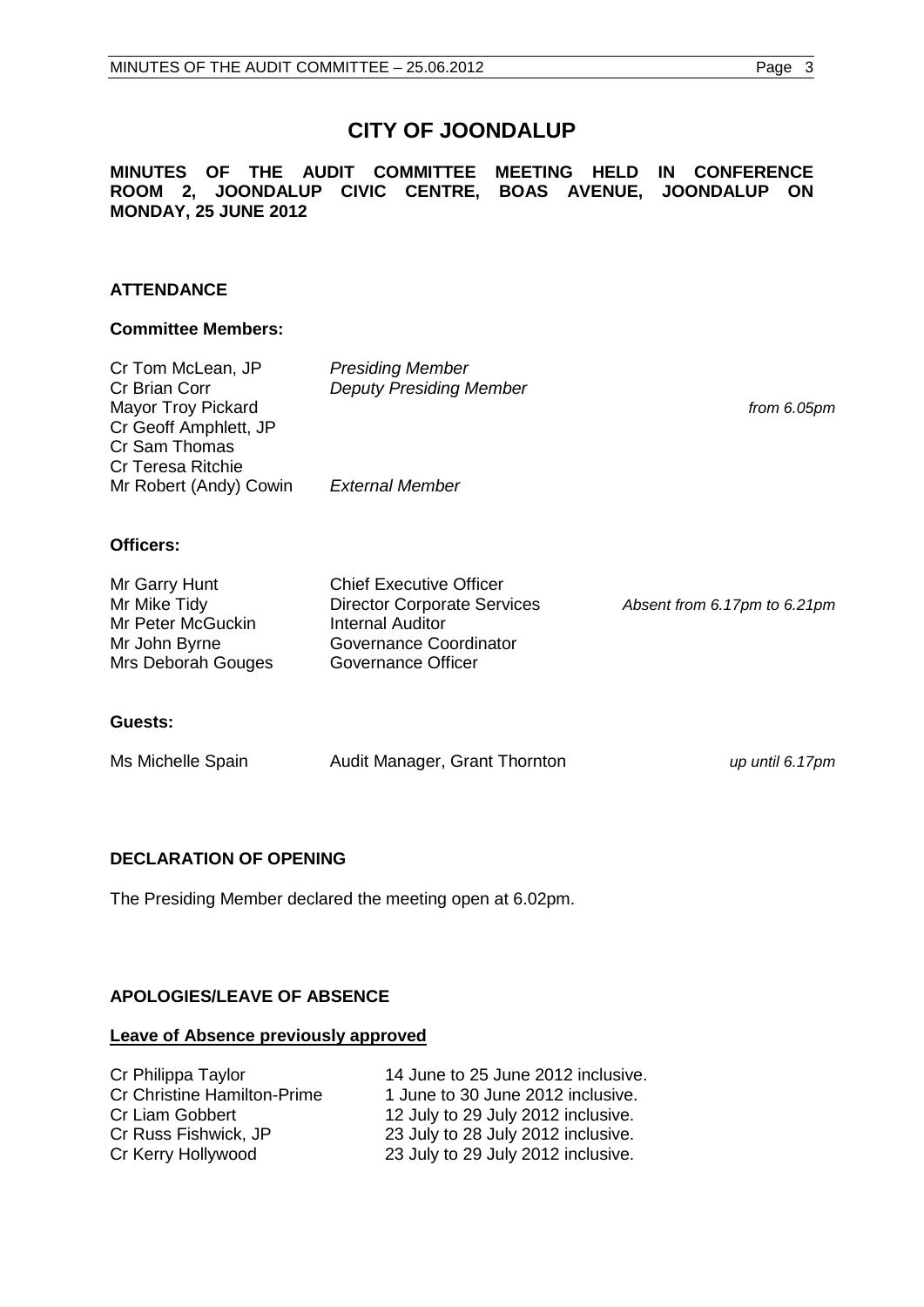# CITY OF JOONDALUP

**MINUTES OF THE AUDIT COMMITTEE MEETING HELD IN CONFERENCE ROOM 2, JOONDALUP CIVIC CENTRE, BOAS AVENUE, JOONDALUP ON MONDAY, 25 JUNE 2012**

## ATTENDANCE

### Committee Members:

| | | |
|---|---|---|
| Cr Tom McLean, JP | *Presiding Member* | |
| Cr Brian Corr | *Deputy Presiding Member* | |
| Mayor Troy Pickard | | *from 6.05pm* |
| Cr Geoff Amphlett, JP | | |
| Cr Sam Thomas | | |
| Cr Teresa Ritchie | | |
| Mr Robert (Andy) Cowin | *External Member* | |

### Officers:

| | | |
|---|---|---|
| Mr Garry Hunt | Chief Executive Officer | |
| Mr Mike Tidy | Director Corporate Services | *Absent from 6.17pm to 6.21pm* |
| Mr Peter McGuckin | Internal Auditor | |
| Mr John Byrne | Governance Coordinator | |
| Mrs Deborah Gouges | Governance Officer | |

### Guests:

| | | |
|---|---|---|
| Ms Michelle Spain | Audit Manager, Grant Thornton | *up until 6.17pm* |

## DECLARATION OF OPENING

The Presiding Member declared the meeting open at 6.02pm.

## APOLOGIES/LEAVE OF ABSENCE

**Leave of Absence previously approved**

| | |
|---|---|
| Cr Philippa Taylor | 14 June to 25 June 2012 inclusive. |
| Cr Christine Hamilton-Prime | 1 June to 30 June 2012 inclusive. |
| Cr Liam Gobbert | 12 July to 29 July 2012 inclusive. |
| Cr Russ Fishwick, JP | 23 July to 28 July 2012 inclusive. |
| Cr Kerry Hollywood | 23 July to 29 July 2012 inclusive. |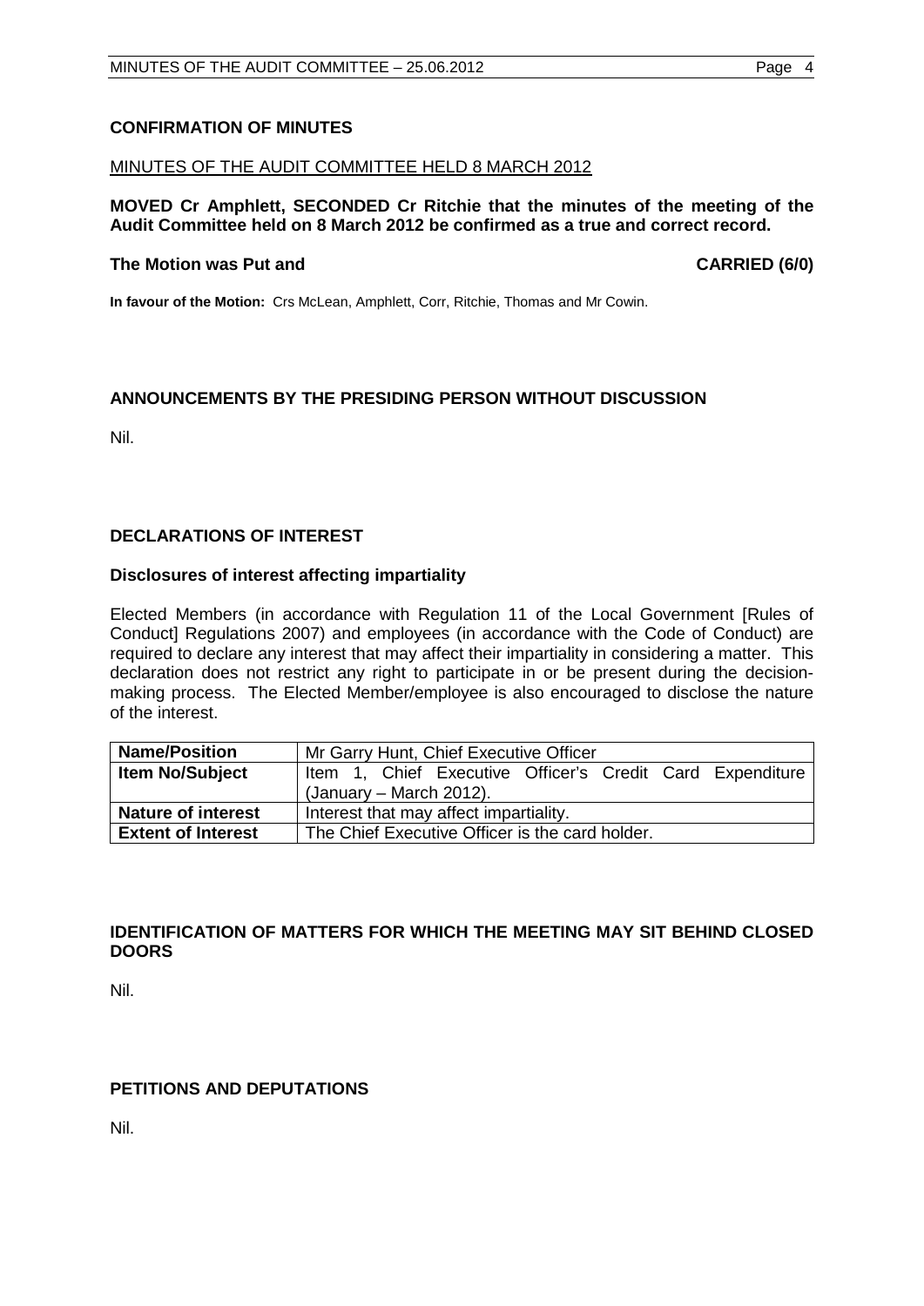## CONFIRMATION OF MINUTES

MINUTES OF THE AUDIT COMMITTEE HELD 8 MARCH 2012

**MOVED Cr Amphlett, SECONDED Cr Ritchie that the minutes of the meeting of the Audit Committee held on 8 March 2012 be confirmed as a true and correct record.**

**The Motion was Put and CARRIED (6/0)**

**In favour of the Motion:** Crs McLean, Amphlett, Corr, Ritchie, Thomas and Mr Cowin.

## ANNOUNCEMENTS BY THE PRESIDING PERSON WITHOUT DISCUSSION

Nil.

## DECLARATIONS OF INTEREST

### Disclosures of interest affecting impartiality

Elected Members (in accordance with Regulation 11 of the Local Government [Rules of Conduct] Regulations 2007) and employees (in accordance with the Code of Conduct) are required to declare any interest that may affect their impartiality in considering a matter. This declaration does not restrict any right to participate in or be present during the decision-making process. The Elected Member/employee is also encouraged to disclose the nature of the interest.

| **Name/Position** | Mr Garry Hunt, Chief Executive Officer |
|---|---|
| **Item No/Subject** | Item 1, Chief Executive Officer's Credit Card Expenditure (January – March 2012). |
| **Nature of interest** | Interest that may affect impartiality. |
| **Extent of Interest** | The Chief Executive Officer is the card holder. |

## IDENTIFICATION OF MATTERS FOR WHICH THE MEETING MAY SIT BEHIND CLOSED DOORS

Nil.

## PETITIONS AND DEPUTATIONS

Nil.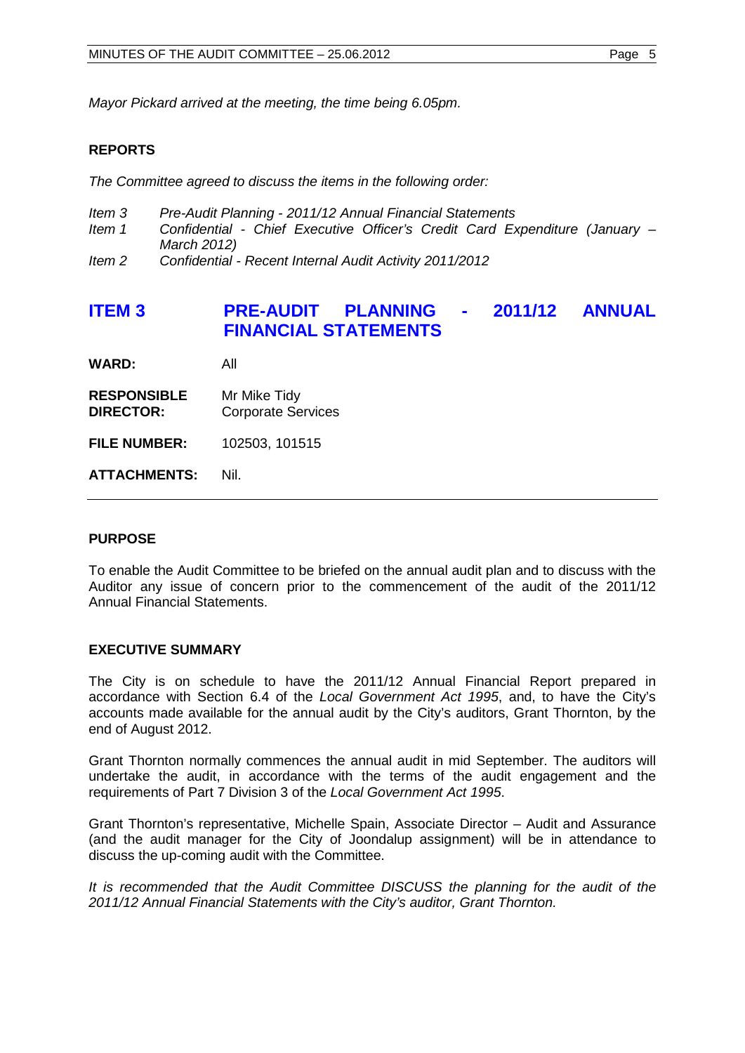*Mayor Pickard arrived at the meeting, the time being 6.05pm.*

**REPORTS**

*The Committee agreed to discuss the items in the following order:*

*Item 3 Pre-Audit Planning - 2011/12 Annual Financial Statements*
*Item 1 Confidential - Chief Executive Officer's Credit Card Expenditure (January – March 2012)*
*Item 2 Confidential - Recent Internal Audit Activity 2011/2012*

## ITEM 3 PRE-AUDIT PLANNING - 2011/12 ANNUAL FINANCIAL STATEMENTS

**WARD:** All

**RESPONSIBLE DIRECTOR:** Mr Mike Tidy
Corporate Services

**FILE NUMBER:** 102503, 101515

**ATTACHMENTS:** Nil.

**PURPOSE**

To enable the Audit Committee to be briefed on the annual audit plan and to discuss with the Auditor any issue of concern prior to the commencement of the audit of the 2011/12 Annual Financial Statements.

**EXECUTIVE SUMMARY**

The City is on schedule to have the 2011/12 Annual Financial Report prepared in accordance with Section 6.4 of the *Local Government Act 1995*, and, to have the City's accounts made available for the annual audit by the City's auditors, Grant Thornton, by the end of August 2012.

Grant Thornton normally commences the annual audit in mid September. The auditors will undertake the audit, in accordance with the terms of the audit engagement and the requirements of Part 7 Division 3 of the *Local Government Act 1995*.

Grant Thornton's representative, Michelle Spain, Associate Director – Audit and Assurance (and the audit manager for the City of Joondalup assignment) will be in attendance to discuss the up-coming audit with the Committee.

*It is recommended that the Audit Committee DISCUSS the planning for the audit of the 2011/12 Annual Financial Statements with the City's auditor, Grant Thornton.*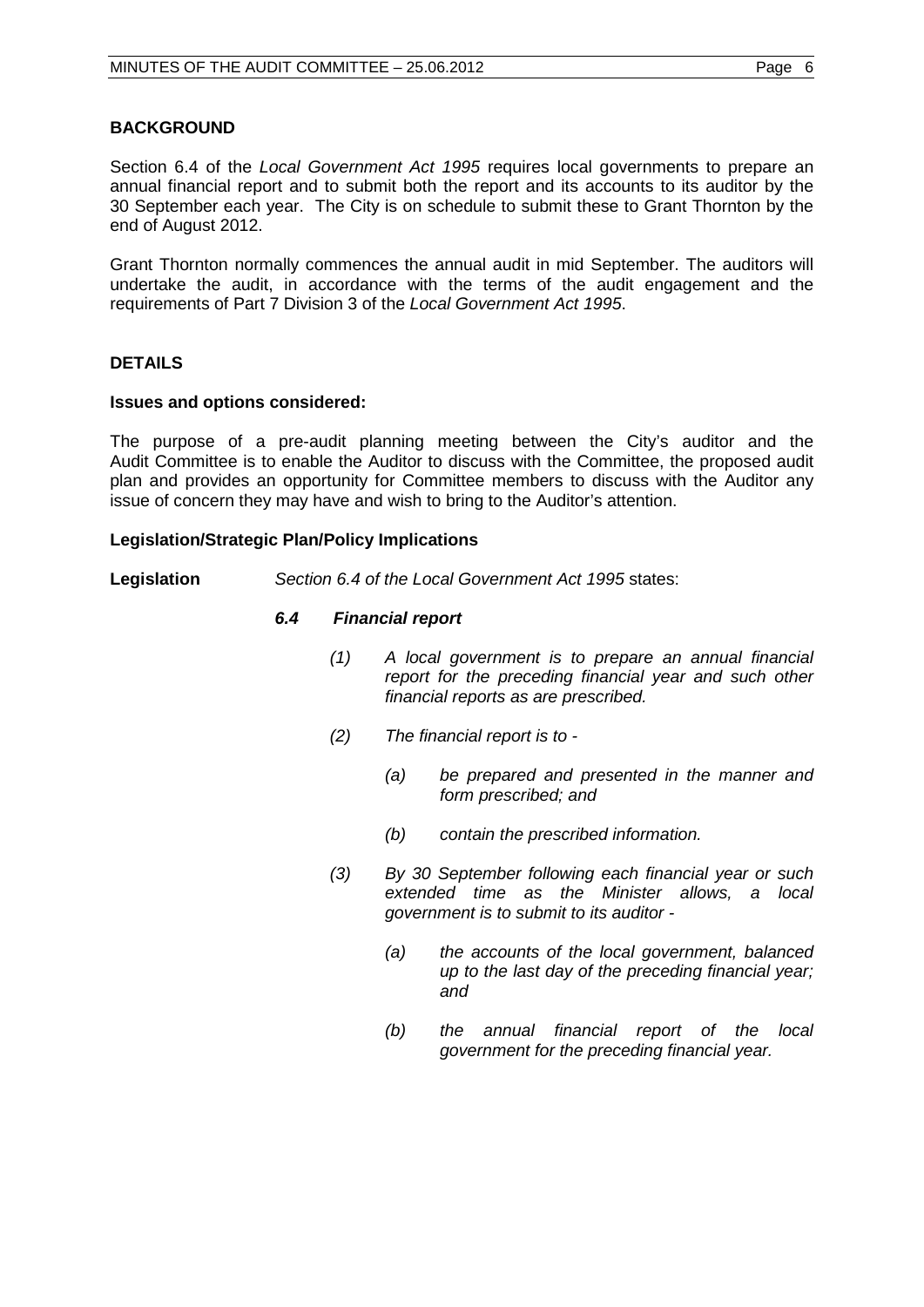## BACKGROUND

Section 6.4 of the *Local Government Act 1995* requires local governments to prepare an annual financial report and to submit both the report and its accounts to its auditor by the 30 September each year. The City is on schedule to submit these to Grant Thornton by the end of August 2012.

Grant Thornton normally commences the annual audit in mid September. The auditors will undertake the audit, in accordance with the terms of the audit engagement and the requirements of Part 7 Division 3 of the *Local Government Act 1995*.

## DETAILS

### Issues and options considered:

The purpose of a pre-audit planning meeting between the City's auditor and the Audit Committee is to enable the Auditor to discuss with the Committee, the proposed audit plan and provides an opportunity for Committee members to discuss with the Auditor any issue of concern they may have and wish to bring to the Auditor's attention.

### Legislation/Strategic Plan/Policy Implications

**Legislation** *Section 6.4 of the Local Government Act 1995* states:

***6.4 Financial report***

*(1) A local government is to prepare an annual financial report for the preceding financial year and such other financial reports as are prescribed.*

*(2) The financial report is to -*

*(a) be prepared and presented in the manner and form prescribed; and*

*(b) contain the prescribed information.*

*(3) By 30 September following each financial year or such extended time as the Minister allows, a local government is to submit to its auditor -*

*(a) the accounts of the local government, balanced up to the last day of the preceding financial year; and*

*(b) the annual financial report of the local government for the preceding financial year.*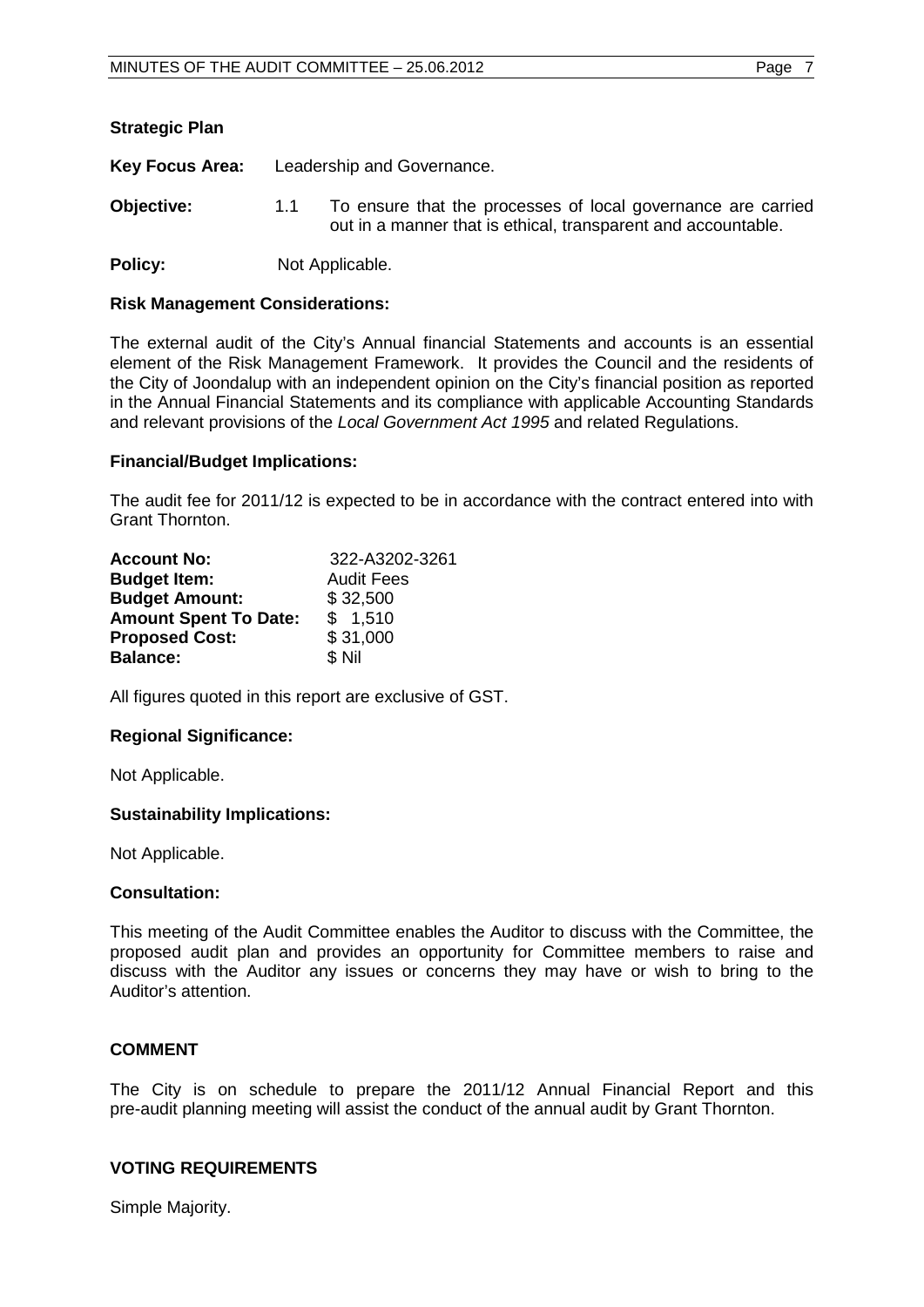**Strategic Plan**

**Key Focus Area:** Leadership and Governance.

**Objective:** 1.1 To ensure that the processes of local governance are carried out in a manner that is ethical, transparent and accountable.

**Policy:** Not Applicable.

**Risk Management Considerations:**

The external audit of the City's Annual financial Statements and accounts is an essential element of the Risk Management Framework. It provides the Council and the residents of the City of Joondalup with an independent opinion on the City's financial position as reported in the Annual Financial Statements and its compliance with applicable Accounting Standards and relevant provisions of the *Local Government Act 1995* and related Regulations.

**Financial/Budget Implications:**

The audit fee for 2011/12 is expected to be in accordance with the contract entered into with Grant Thornton.

| | |
|---|---|
| **Account No:** | 322-A3202-3261 |
| **Budget Item:** | Audit Fees |
| **Budget Amount:** | $ 32,500 |
| **Amount Spent To Date:** | $ 1,510 |
| **Proposed Cost:** | $ 31,000 |
| **Balance:** | $ Nil |

All figures quoted in this report are exclusive of GST.

**Regional Significance:**

Not Applicable.

**Sustainability Implications:**

Not Applicable.

**Consultation:**

This meeting of the Audit Committee enables the Auditor to discuss with the Committee, the proposed audit plan and provides an opportunity for Committee members to raise and discuss with the Auditor any issues or concerns they may have or wish to bring to the Auditor's attention.

**COMMENT**

The City is on schedule to prepare the 2011/12 Annual Financial Report and this pre-audit planning meeting will assist the conduct of the annual audit by Grant Thornton.

**VOTING REQUIREMENTS**

Simple Majority.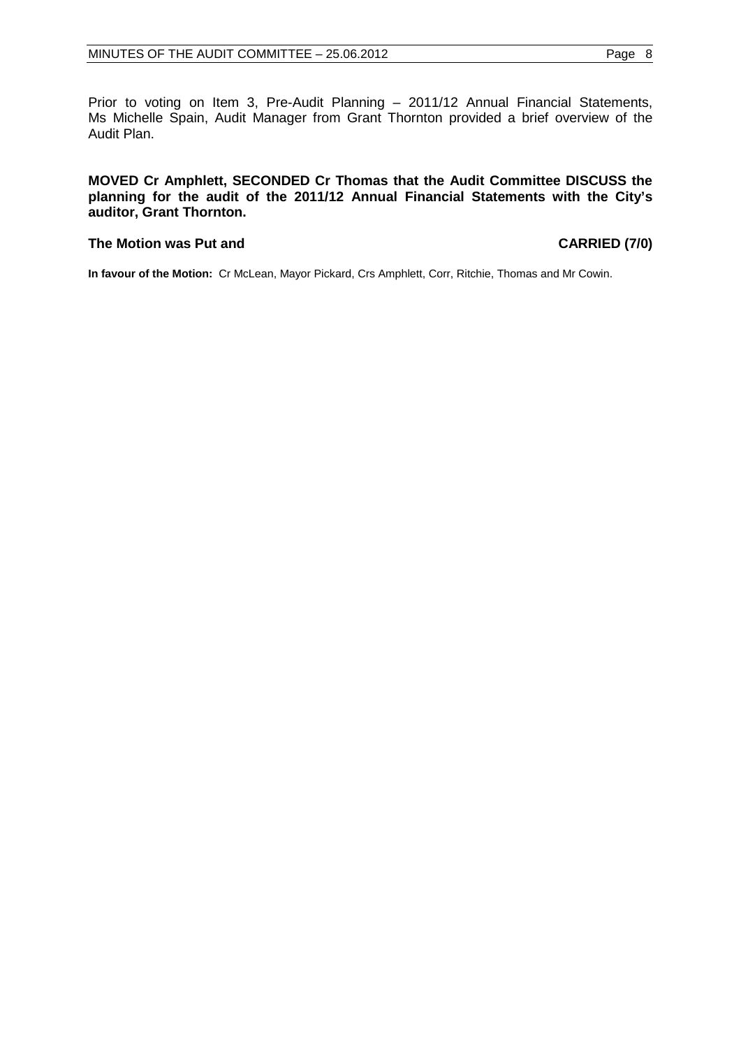Prior to voting on Item 3, Pre-Audit Planning – 2011/12 Annual Financial Statements, Ms Michelle Spain, Audit Manager from Grant Thornton provided a brief overview of the Audit Plan.

**MOVED Cr Amphlett, SECONDED Cr Thomas that the Audit Committee DISCUSS the planning for the audit of the 2011/12 Annual Financial Statements with the City's auditor, Grant Thornton.**

**The Motion was Put and CARRIED (7/0)**

**In favour of the Motion:** Cr McLean, Mayor Pickard, Crs Amphlett, Corr, Ritchie, Thomas and Mr Cowin.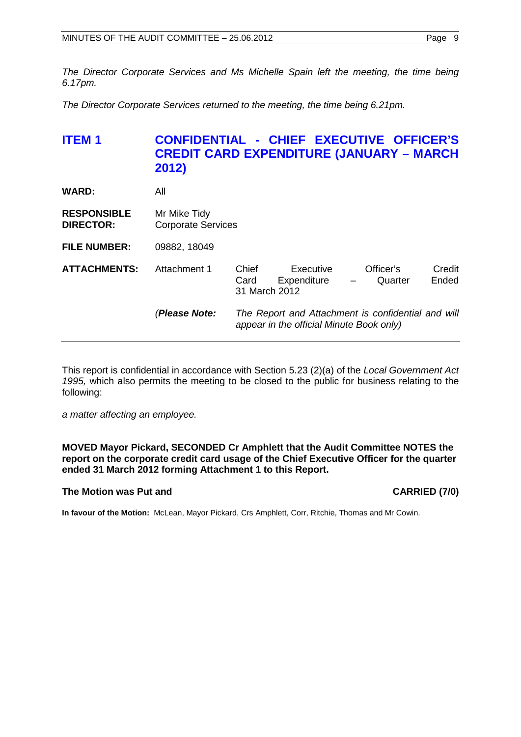*The Director Corporate Services and Ms Michelle Spain left the meeting, the time being 6.17pm.*

*The Director Corporate Services returned to the meeting, the time being 6.21pm.*

## ITEM 1 CONFIDENTIAL - CHIEF EXECUTIVE OFFICER'S CREDIT CARD EXPENDITURE (JANUARY – MARCH 2012)

| | | |
|---|---|---|
| **WARD:** | All | |
| **RESPONSIBLE DIRECTOR:** | Mr Mike Tidy<br>Corporate Services | |
| **FILE NUMBER:** | 09882, 18049 | |
| **ATTACHMENTS:** | Attachment 1 | Chief Executive Officer's Credit Card Expenditure – Quarter Ended 31 March 2012 |
| | *(**Please Note:*** | *The Report and Attachment is confidential and will appear in the official Minute Book only)* |

This report is confidential in accordance with Section 5.23 (2)(a) of the *Local Government Act 1995,* which also permits the meeting to be closed to the public for business relating to the following:

*a matter affecting an employee.*

**MOVED Mayor Pickard, SECONDED Cr Amphlett that the Audit Committee NOTES the report on the corporate credit card usage of the Chief Executive Officer for the quarter ended 31 March 2012 forming Attachment 1 to this Report.**

**The Motion was Put and CARRIED (7/0)**

**In favour of the Motion:** McLean, Mayor Pickard, Crs Amphlett, Corr, Ritchie, Thomas and Mr Cowin.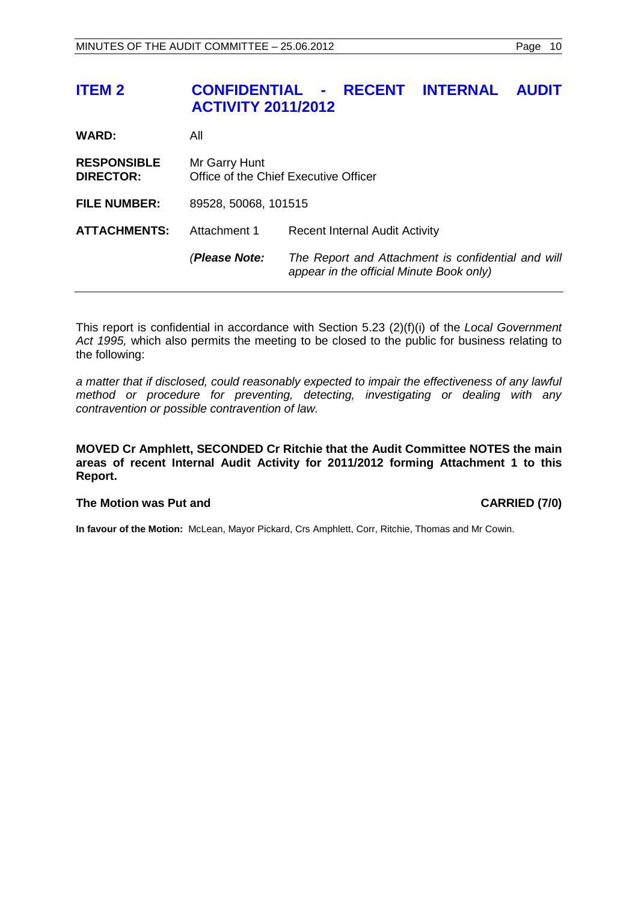## ITEM 2 CONFIDENTIAL - RECENT INTERNAL AUDIT ACTIVITY 2011/2012

| | | |
|---|---|---|
| **WARD:** | All | |
| **RESPONSIBLE DIRECTOR:** | Mr Garry Hunt<br>Office of the Chief Executive Officer | |
| **FILE NUMBER:** | 89528, 50068, 101515 | |
| **ATTACHMENTS:** | Attachment 1 | Recent Internal Audit Activity |
| | (*Please Note:* | *The Report and Attachment is confidential and will appear in the official Minute Book only)* |

This report is confidential in accordance with Section 5.23 (2)(f)(i) of the *Local Government Act 1995,* which also permits the meeting to be closed to the public for business relating to the following:

*a matter that if disclosed, could reasonably expected to impair the effectiveness of any lawful method or procedure for preventing, detecting, investigating or dealing with any contravention or possible contravention of law.*

**MOVED Cr Amphlett, SECONDED Cr Ritchie that the Audit Committee NOTES the main areas of recent Internal Audit Activity for 2011/2012 forming Attachment 1 to this Report.**

**The Motion was Put and CARRIED (7/0)**

**In favour of the Motion:** McLean, Mayor Pickard, Crs Amphlett, Corr, Ritchie, Thomas and Mr Cowin.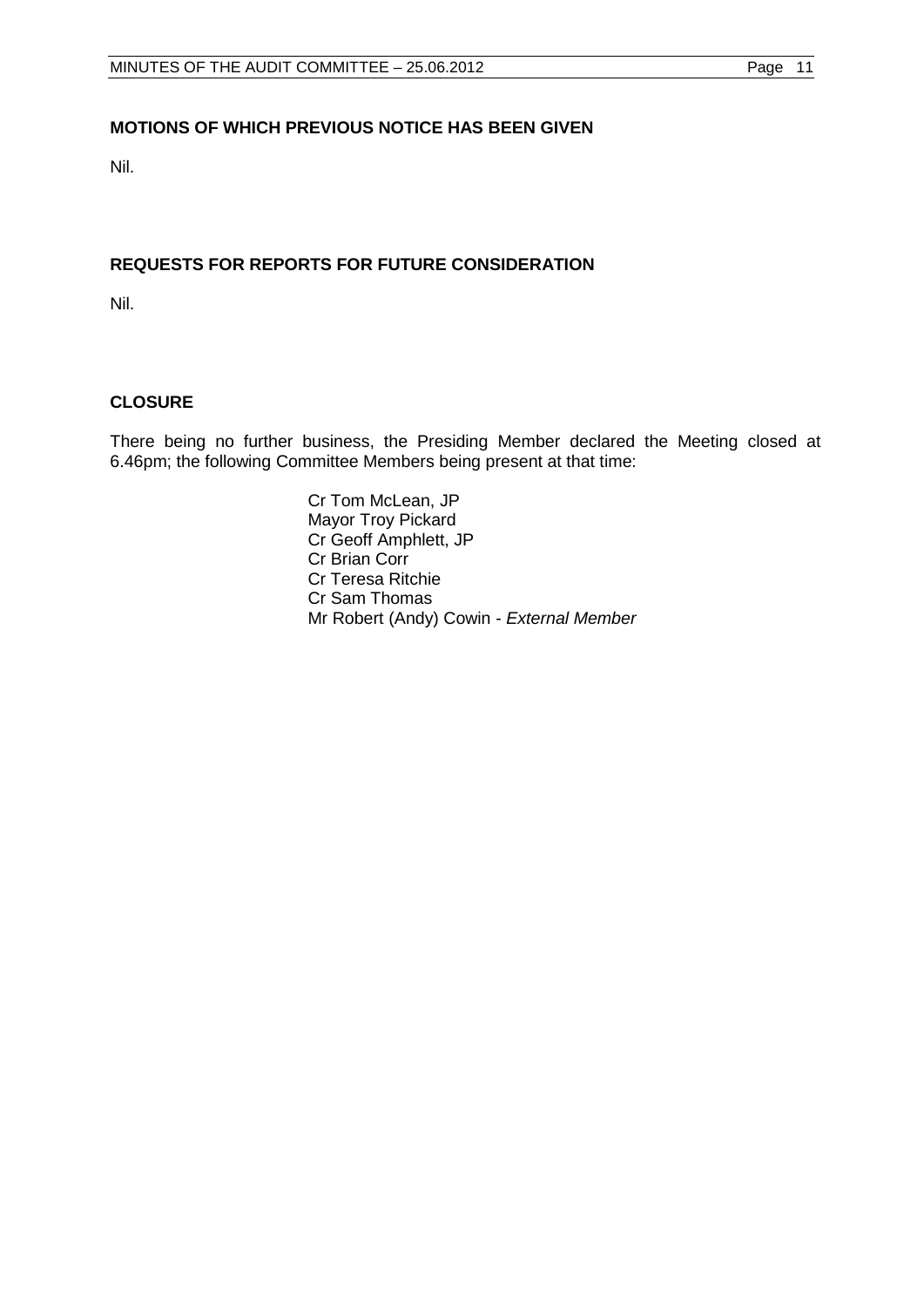**MOTIONS OF WHICH PREVIOUS NOTICE HAS BEEN GIVEN**

Nil.

**REQUESTS FOR REPORTS FOR FUTURE CONSIDERATION**

Nil.

**CLOSURE**

There being no further business, the Presiding Member declared the Meeting closed at 6.46pm; the following Committee Members being present at that time:

Cr Tom McLean, JP
Mayor Troy Pickard
Cr Geoff Amphlett, JP
Cr Brian Corr
Cr Teresa Ritchie
Cr Sam Thomas
Mr Robert (Andy) Cowin - *External Member*